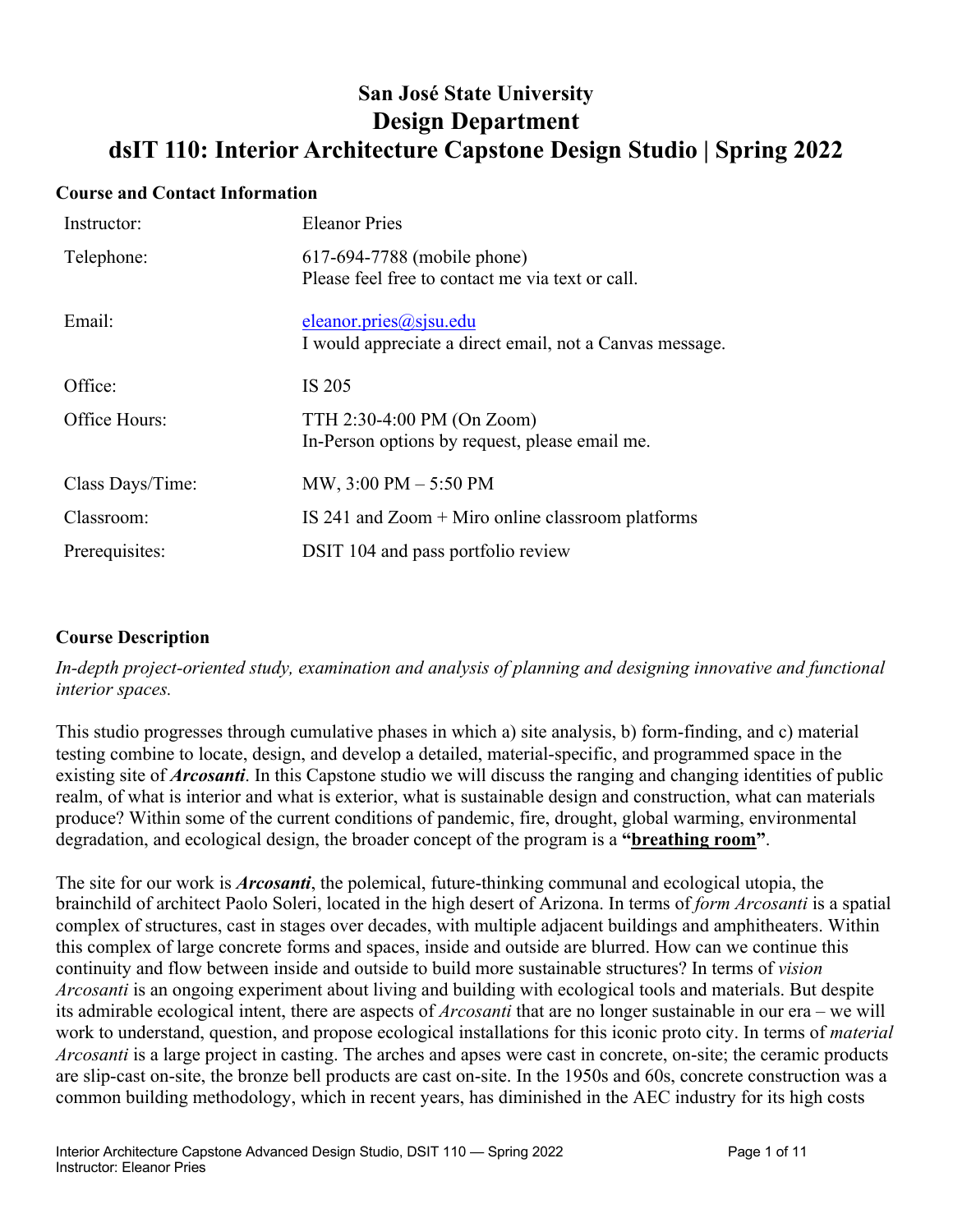# San José State University
## Design Department
## dsIT 110: Interior Architecture Capstone Design Studio | Spring 2022

### Course and Contact Information

| | |
|---|---|
| Instructor: | Eleanor Pries |
| Telephone: | 617-694-7788 (mobile phone)<br>Please feel free to contact me via text or call. |
| Email: | eleanor.pries@sjsu.edu<br>I would appreciate a direct email, not a Canvas message. |
| Office: | IS 205 |
| Office Hours: | TTH 2:30-4:00 PM (On Zoom)<br>In-Person options by request, please email me. |
| Class Days/Time: | MW, 3:00 PM – 5:50 PM |
| Classroom: | IS 241 and Zoom + Miro online classroom platforms |
| Prerequisites: | DSIT 104 and pass portfolio review |

### Course Description

*In-depth project-oriented study, examination and analysis of planning and designing innovative and functional interior spaces.*

This studio progresses through cumulative phases in which a) site analysis, b) form-finding, and c) material testing combine to locate, design, and develop a detailed, material-specific, and programmed space in the existing site of ***Arcosanti***. In this Capstone studio we will discuss the ranging and changing identities of public realm, of what is interior and what is exterior, what is sustainable design and construction, what can materials produce? Within some of the current conditions of pandemic, fire, drought, global warming, environmental degradation, and ecological design, the broader concept of the program is a **"breathing room"**.

The site for our work is ***Arcosanti***, the polemical, future-thinking communal and ecological utopia, the brainchild of architect Paolo Soleri, located in the high desert of Arizona. In terms of *form Arcosanti* is a spatial complex of structures, cast in stages over decades, with multiple adjacent buildings and amphitheaters. Within this complex of large concrete forms and spaces, inside and outside are blurred. How can we continue this continuity and flow between inside and outside to build more sustainable structures? In terms of *vision Arcosanti* is an ongoing experiment about living and building with ecological tools and materials. But despite its admirable ecological intent, there are aspects of *Arcosanti* that are no longer sustainable in our era – we will work to understand, question, and propose ecological installations for this iconic proto city. In terms of *material Arcosanti* is a large project in casting. The arches and apses were cast in concrete, on-site; the ceramic products are slip-cast on-site, the bronze bell products are cast on-site. In the 1950s and 60s, concrete construction was a common building methodology, which in recent years, has diminished in the AEC industry for its high costs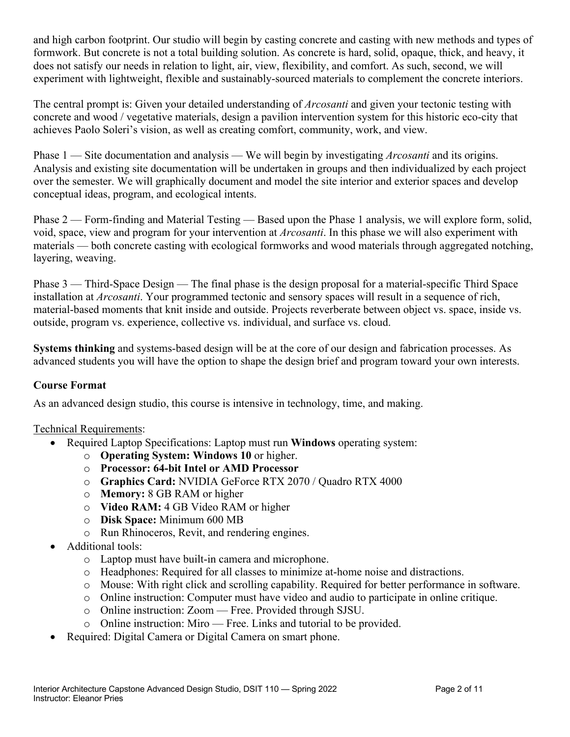and high carbon footprint. Our studio will begin by casting concrete and casting with new methods and types of formwork. But concrete is not a total building solution. As concrete is hard, solid, opaque, thick, and heavy, it does not satisfy our needs in relation to light, air, view, flexibility, and comfort. As such, second, we will experiment with lightweight, flexible and sustainably-sourced materials to complement the concrete interiors.

The central prompt is: Given your detailed understanding of *Arcosanti* and given your tectonic testing with concrete and wood / vegetative materials, design a pavilion intervention system for this historic eco-city that achieves Paolo Soleri's vision, as well as creating comfort, community, work, and view.

Phase 1 — Site documentation and analysis — We will begin by investigating *Arcosanti* and its origins. Analysis and existing site documentation will be undertaken in groups and then individualized by each project over the semester. We will graphically document and model the site interior and exterior spaces and develop conceptual ideas, program, and ecological intents.

Phase 2 — Form-finding and Material Testing — Based upon the Phase 1 analysis, we will explore form, solid, void, space, view and program for your intervention at *Arcosanti*. In this phase we will also experiment with materials — both concrete casting with ecological formworks and wood materials through aggregated notching, layering, weaving.

Phase 3 — Third-Space Design — The final phase is the design proposal for a material-specific Third Space installation at *Arcosanti*. Your programmed tectonic and sensory spaces will result in a sequence of rich, material-based moments that knit inside and outside. Projects reverberate between object vs. space, inside vs. outside, program vs. experience, collective vs. individual, and surface vs. cloud.

**Systems thinking** and systems-based design will be at the core of our design and fabrication processes. As advanced students you will have the option to shape the design brief and program toward your own interests.

### Course Format

As an advanced design studio, this course is intensive in technology, time, and making.

<u>Technical Requirements</u>:

- Required Laptop Specifications: Laptop must run **Windows** operating system:
  - **Operating System: Windows 10** or higher.
  - **Processor: 64-bit Intel or AMD Processor**
  - **Graphics Card:** NVIDIA GeForce RTX 2070 / Quadro RTX 4000
  - **Memory:** 8 GB RAM or higher
  - **Video RAM:** 4 GB Video RAM or higher
  - **Disk Space:** Minimum 600 MB
  - Run Rhinoceros, Revit, and rendering engines.
- Additional tools:
  - Laptop must have built-in camera and microphone.
  - Headphones: Required for all classes to minimize at-home noise and distractions.
  - Mouse: With right click and scrolling capability. Required for better performance in software.
  - Online instruction: Computer must have video and audio to participate in online critique.
  - Online instruction: Zoom — Free. Provided through SJSU.
  - Online instruction: Miro — Free. Links and tutorial to be provided.
- Required: Digital Camera or Digital Camera on smart phone.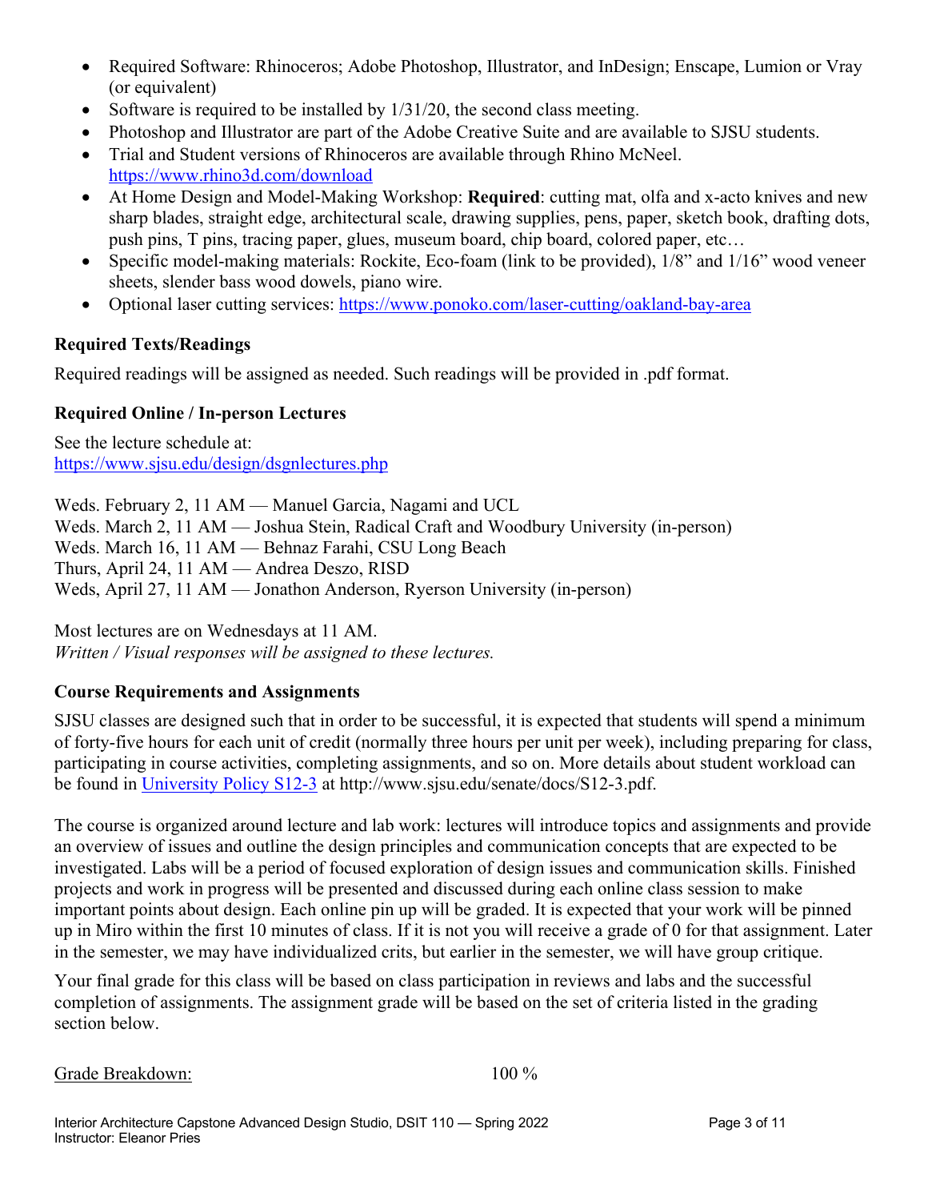- Required Software: Rhinoceros; Adobe Photoshop, Illustrator, and InDesign; Enscape, Lumion or Vray (or equivalent)
- Software is required to be installed by 1/31/20, the second class meeting.
- Photoshop and Illustrator are part of the Adobe Creative Suite and are available to SJSU students.
- Trial and Student versions of Rhinoceros are available through Rhino McNeel. https://www.rhino3d.com/download
- At Home Design and Model-Making Workshop: **Required**: cutting mat, olfa and x-acto knives and new sharp blades, straight edge, architectural scale, drawing supplies, pens, paper, sketch book, drafting dots, push pins, T pins, tracing paper, glues, museum board, chip board, colored paper, etc…
- Specific model-making materials: Rockite, Eco-foam (link to be provided), 1/8" and 1/16" wood veneer sheets, slender bass wood dowels, piano wire.
- Optional laser cutting services: https://www.ponoko.com/laser-cutting/oakland-bay-area

### Required Texts/Readings

Required readings will be assigned as needed. Such readings will be provided in .pdf format.

### Required Online / In-person Lectures

See the lecture schedule at:
https://www.sjsu.edu/design/dsgnlectures.php

Weds. February 2, 11 AM — Manuel Garcia, Nagami and UCL
Weds. March 2, 11 AM — Joshua Stein, Radical Craft and Woodbury University (in-person)
Weds. March 16, 11 AM — Behnaz Farahi, CSU Long Beach
Thurs, April 24, 11 AM — Andrea Deszo, RISD
Weds, April 27, 11 AM — Jonathon Anderson, Ryerson University (in-person)

Most lectures are on Wednesdays at 11 AM.
*Written / Visual responses will be assigned to these lectures.*

### Course Requirements and Assignments

SJSU classes are designed such that in order to be successful, it is expected that students will spend a minimum of forty-five hours for each unit of credit (normally three hours per unit per week), including preparing for class, participating in course activities, completing assignments, and so on. More details about student workload can be found in University Policy S12-3 at http://www.sjsu.edu/senate/docs/S12-3.pdf.

The course is organized around lecture and lab work: lectures will introduce topics and assignments and provide an overview of issues and outline the design principles and communication concepts that are expected to be investigated. Labs will be a period of focused exploration of design issues and communication skills. Finished projects and work in progress will be presented and discussed during each online class session to make important points about design. Each online pin up will be graded. It is expected that your work will be pinned up in Miro within the first 10 minutes of class. If it is not you will receive a grade of 0 for that assignment. Later in the semester, we may have individualized crits, but earlier in the semester, we will have group critique.

Your final grade for this class will be based on class participation in reviews and labs and the successful completion of assignments. The assignment grade will be based on the set of criteria listed in the grading section below.

Grade Breakdown: 100 %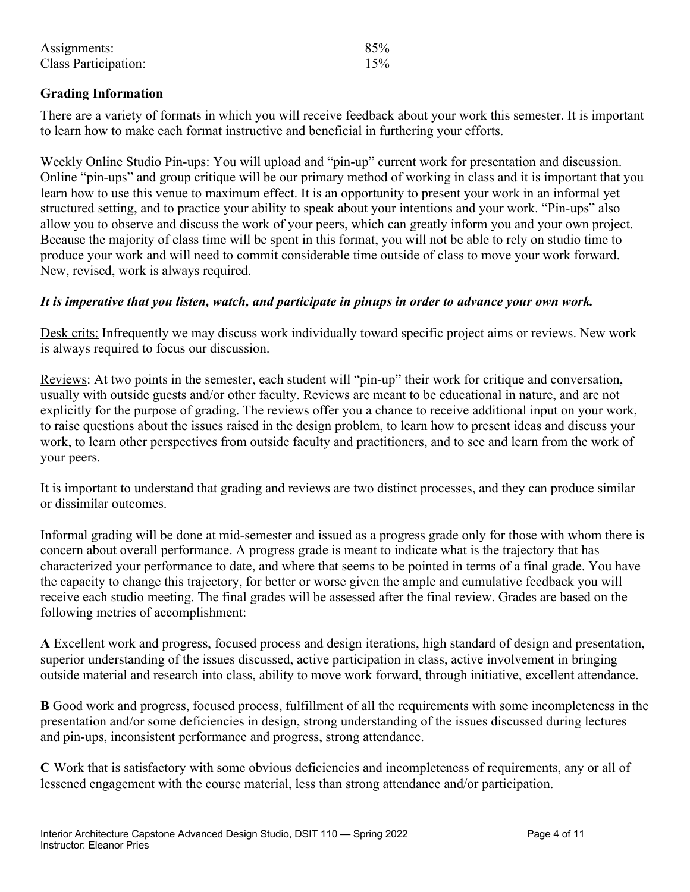| | |
|---|---|
| Assignments: | 85% |
| Class Participation: | 15% |

**Grading Information**

There are a variety of formats in which you will receive feedback about your work this semester. It is important to learn how to make each format instructive and beneficial in furthering your efforts.

Weekly Online Studio Pin-ups: You will upload and "pin-up" current work for presentation and discussion. Online "pin-ups" and group critique will be our primary method of working in class and it is important that you learn how to use this venue to maximum effect. It is an opportunity to present your work in an informal yet structured setting, and to practice your ability to speak about your intentions and your work. "Pin-ups" also allow you to observe and discuss the work of your peers, which can greatly inform you and your own project. Because the majority of class time will be spent in this format, you will not be able to rely on studio time to produce your work and will need to commit considerable time outside of class to move your work forward. New, revised, work is always required.

***It is imperative that you listen, watch, and participate in pinups in order to advance your own work.***

Desk crits: Infrequently we may discuss work individually toward specific project aims or reviews. New work is always required to focus our discussion.

Reviews: At two points in the semester, each student will "pin-up" their work for critique and conversation, usually with outside guests and/or other faculty. Reviews are meant to be educational in nature, and are not explicitly for the purpose of grading. The reviews offer you a chance to receive additional input on your work, to raise questions about the issues raised in the design problem, to learn how to present ideas and discuss your work, to learn other perspectives from outside faculty and practitioners, and to see and learn from the work of your peers.

It is important to understand that grading and reviews are two distinct processes, and they can produce similar or dissimilar outcomes.

Informal grading will be done at mid-semester and issued as a progress grade only for those with whom there is concern about overall performance. A progress grade is meant to indicate what is the trajectory that has characterized your performance to date, and where that seems to be pointed in terms of a final grade. You have the capacity to change this trajectory, for better or worse given the ample and cumulative feedback you will receive each studio meeting. The final grades will be assessed after the final review. Grades are based on the following metrics of accomplishment:

**A** Excellent work and progress, focused process and design iterations, high standard of design and presentation, superior understanding of the issues discussed, active participation in class, active involvement in bringing outside material and research into class, ability to move work forward, through initiative, excellent attendance.

**B** Good work and progress, focused process, fulfillment of all the requirements with some incompleteness in the presentation and/or some deficiencies in design, strong understanding of the issues discussed during lectures and pin-ups, inconsistent performance and progress, strong attendance.

**C** Work that is satisfactory with some obvious deficiencies and incompleteness of requirements, any or all of lessened engagement with the course material, less than strong attendance and/or participation.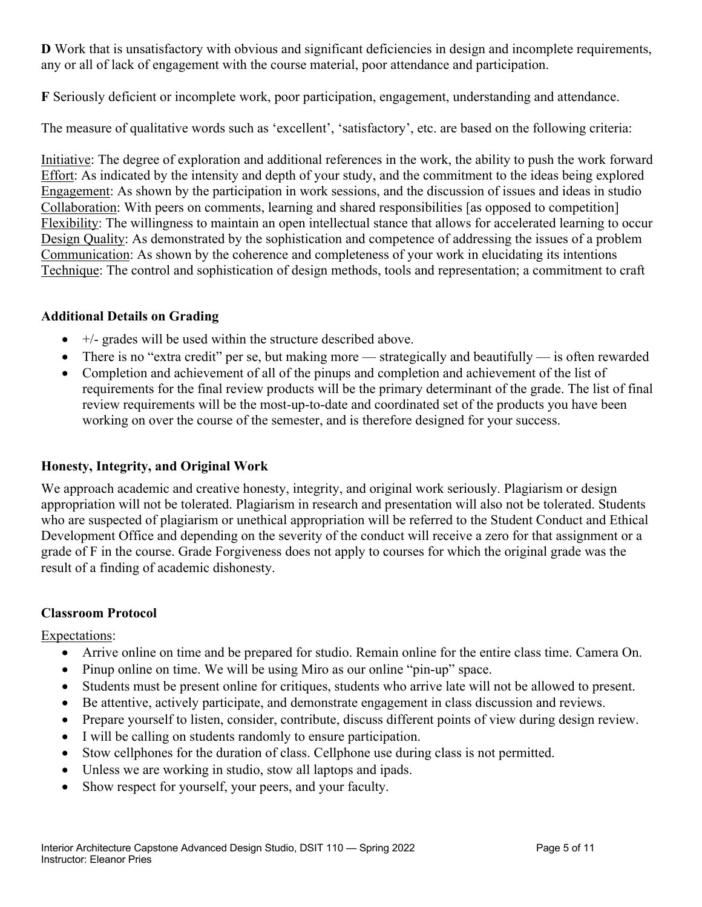**D** Work that is unsatisfactory with obvious and significant deficiencies in design and incomplete requirements, any or all of lack of engagement with the course material, poor attendance and participation.

**F** Seriously deficient or incomplete work, poor participation, engagement, understanding and attendance.

The measure of qualitative words such as 'excellent', 'satisfactory', etc. are based on the following criteria:

<u>Initiative</u>: The degree of exploration and additional references in the work, the ability to push the work forward
<u>Effort</u>: As indicated by the intensity and depth of your study, and the commitment to the ideas being explored
<u>Engagement</u>: As shown by the participation in work sessions, and the discussion of issues and ideas in studio
<u>Collaboration</u>: With peers on comments, learning and shared responsibilities [as opposed to competition]
<u>Flexibility</u>: The willingness to maintain an open intellectual stance that allows for accelerated learning to occur
<u>Design Quality</u>: As demonstrated by the sophistication and competence of addressing the issues of a problem
<u>Communication</u>: As shown by the coherence and completeness of your work in elucidating its intentions
<u>Technique</u>: The control and sophistication of design methods, tools and representation; a commitment to craft

### Additional Details on Grading

- +/- grades will be used within the structure described above.
- There is no "extra credit" per se, but making more — strategically and beautifully — is often rewarded
- Completion and achievement of all of the pinups and completion and achievement of the list of requirements for the final review products will be the primary determinant of the grade. The list of final review requirements will be the most-up-to-date and coordinated set of the products you have been working on over the course of the semester, and is therefore designed for your success.

### Honesty, Integrity, and Original Work

We approach academic and creative honesty, integrity, and original work seriously. Plagiarism or design appropriation will not be tolerated. Plagiarism in research and presentation will also not be tolerated. Students who are suspected of plagiarism or unethical appropriation will be referred to the Student Conduct and Ethical Development Office and depending on the severity of the conduct will receive a zero for that assignment or a grade of F in the course. Grade Forgiveness does not apply to courses for which the original grade was the result of a finding of academic dishonesty.

### Classroom Protocol

<u>Expectations</u>:

- Arrive online on time and be prepared for studio. Remain online for the entire class time. Camera On.
- Pinup online on time. We will be using Miro as our online "pin-up" space.
- Students must be present online for critiques, students who arrive late will not be allowed to present.
- Be attentive, actively participate, and demonstrate engagement in class discussion and reviews.
- Prepare yourself to listen, consider, contribute, discuss different points of view during design review.
- I will be calling on students randomly to ensure participation.
- Stow cellphones for the duration of class. Cellphone use during class is not permitted.
- Unless we are working in studio, stow all laptops and ipads.
- Show respect for yourself, your peers, and your faculty.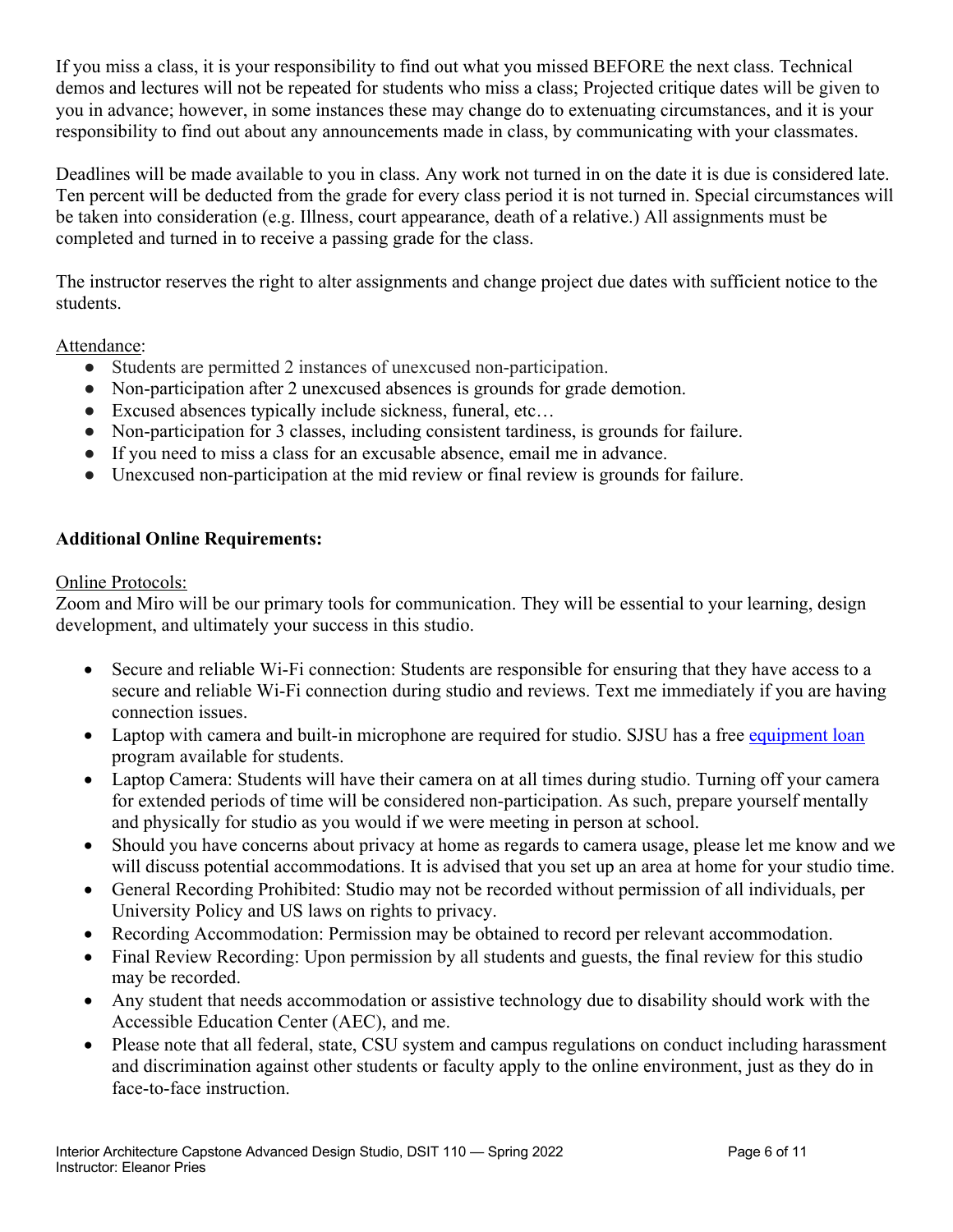If you miss a class, it is your responsibility to find out what you missed BEFORE the next class. Technical demos and lectures will not be repeated for students who miss a class; Projected critique dates will be given to you in advance; however, in some instances these may change do to extenuating circumstances, and it is your responsibility to find out about any announcements made in class, by communicating with your classmates.

Deadlines will be made available to you in class. Any work not turned in on the date it is due is considered late. Ten percent will be deducted from the grade for every class period it is not turned in. Special circumstances will be taken into consideration (e.g. Illness, court appearance, death of a relative.) All assignments must be completed and turned in to receive a passing grade for the class.

The instructor reserves the right to alter assignments and change project due dates with sufficient notice to the students.

Attendance:

- Students are permitted 2 instances of unexcused non-participation.
- Non-participation after 2 unexcused absences is grounds for grade demotion.
- Excused absences typically include sickness, funeral, etc…
- Non-participation for 3 classes, including consistent tardiness, is grounds for failure.
- If you need to miss a class for an excusable absence, email me in advance.
- Unexcused non-participation at the mid review or final review is grounds for failure.

**Additional Online Requirements:**

Online Protocols:
Zoom and Miro will be our primary tools for communication. They will be essential to your learning, design development, and ultimately your success in this studio.

- Secure and reliable Wi-Fi connection: Students are responsible for ensuring that they have access to a secure and reliable Wi-Fi connection during studio and reviews. Text me immediately if you are having connection issues.
- Laptop with camera and built-in microphone are required for studio. SJSU has a free equipment loan program available for students.
- Laptop Camera: Students will have their camera on at all times during studio. Turning off your camera for extended periods of time will be considered non-participation. As such, prepare yourself mentally and physically for studio as you would if we were meeting in person at school.
- Should you have concerns about privacy at home as regards to camera usage, please let me know and we will discuss potential accommodations. It is advised that you set up an area at home for your studio time.
- General Recording Prohibited: Studio may not be recorded without permission of all individuals, per University Policy and US laws on rights to privacy.
- Recording Accommodation: Permission may be obtained to record per relevant accommodation.
- Final Review Recording: Upon permission by all students and guests, the final review for this studio may be recorded.
- Any student that needs accommodation or assistive technology due to disability should work with the Accessible Education Center (AEC), and me.
- Please note that all federal, state, CSU system and campus regulations on conduct including harassment and discrimination against other students or faculty apply to the online environment, just as they do in face-to-face instruction.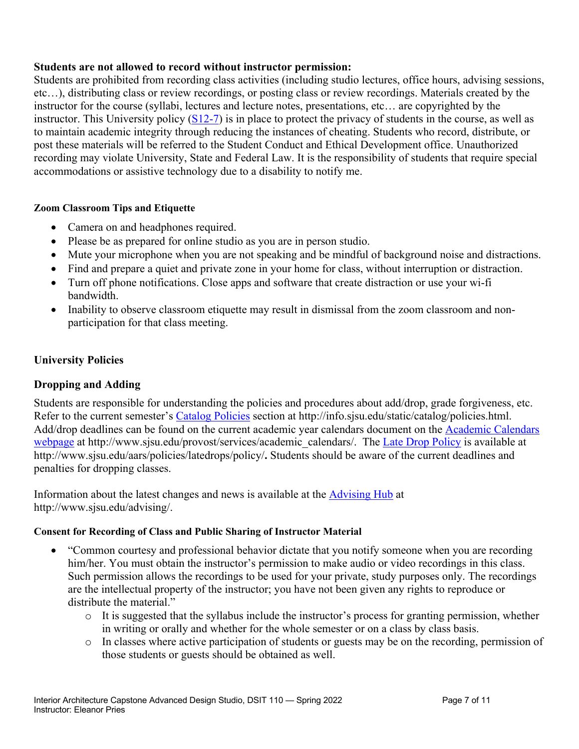**Students are not allowed to record without instructor permission:**

Students are prohibited from recording class activities (including studio lectures, office hours, advising sessions, etc…), distributing class or review recordings, or posting class or review recordings. Materials created by the instructor for the course (syllabi, lectures and lecture notes, presentations, etc… are copyrighted by the instructor. This University policy (S12-7) is in place to protect the privacy of students in the course, as well as to maintain academic integrity through reducing the instances of cheating. Students who record, distribute, or post these materials will be referred to the Student Conduct and Ethical Development office. Unauthorized recording may violate University, State and Federal Law. It is the responsibility of students that require special accommodations or assistive technology due to a disability to notify me.

#### Zoom Classroom Tips and Etiquette

- Camera on and headphones required.
- Please be as prepared for online studio as you are in person studio.
- Mute your microphone when you are not speaking and be mindful of background noise and distractions.
- Find and prepare a quiet and private zone in your home for class, without interruption or distraction.
- Turn off phone notifications. Close apps and software that create distraction or use your wi-fi bandwidth.
- Inability to observe classroom etiquette may result in dismissal from the zoom classroom and non-participation for that class meeting.

## University Policies

### Dropping and Adding

Students are responsible for understanding the policies and procedures about add/drop, grade forgiveness, etc. Refer to the current semester's Catalog Policies section at http://info.sjsu.edu/static/catalog/policies.html. Add/drop deadlines can be found on the current academic year calendars document on the Academic Calendars webpage at http://www.sjsu.edu/provost/services/academic_calendars/. The Late Drop Policy is available at http://www.sjsu.edu/aars/policies/latedrops/policy/**.** Students should be aware of the current deadlines and penalties for dropping classes.

Information about the latest changes and news is available at the Advising Hub at http://www.sjsu.edu/advising/.

#### Consent for Recording of Class and Public Sharing of Instructor Material

- "Common courtesy and professional behavior dictate that you notify someone when you are recording him/her. You must obtain the instructor's permission to make audio or video recordings in this class. Such permission allows the recordings to be used for your private, study purposes only. The recordings are the intellectual property of the instructor; you have not been given any rights to reproduce or distribute the material."
  - It is suggested that the syllabus include the instructor's process for granting permission, whether in writing or orally and whether for the whole semester or on a class by class basis.
  - In classes where active participation of students or guests may be on the recording, permission of those students or guests should be obtained as well.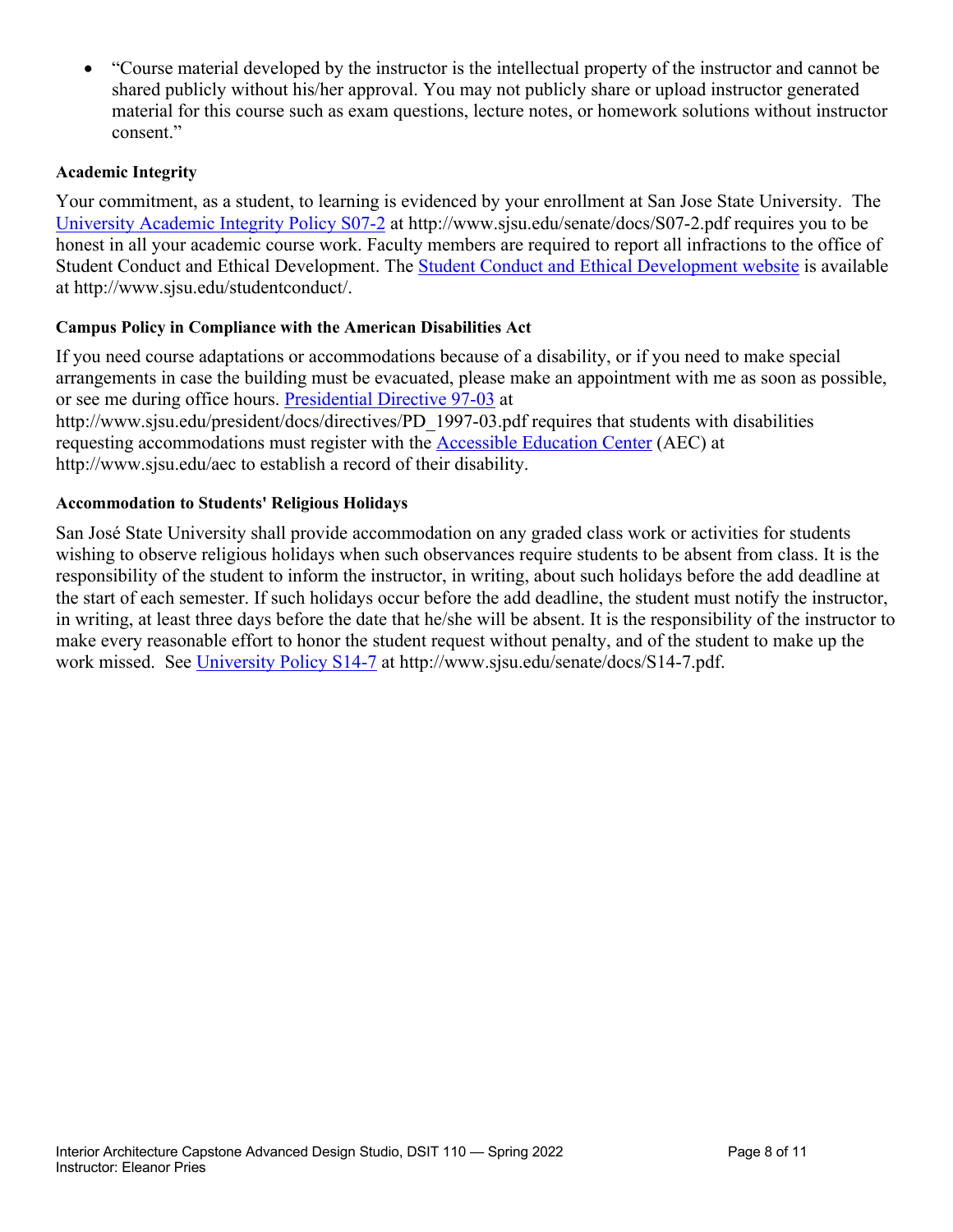- "Course material developed by the instructor is the intellectual property of the instructor and cannot be shared publicly without his/her approval. You may not publicly share or upload instructor generated material for this course such as exam questions, lecture notes, or homework solutions without instructor consent."

**Academic Integrity**

Your commitment, as a student, to learning is evidenced by your enrollment at San Jose State University. The [University Academic Integrity Policy S07-2](http://www.sjsu.edu/senate/docs/S07-2.pdf) at http://www.sjsu.edu/senate/docs/S07-2.pdf requires you to be honest in all your academic course work. Faculty members are required to report all infractions to the office of Student Conduct and Ethical Development. The [Student Conduct and Ethical Development website](http://www.sjsu.edu/studentconduct/) is available at http://www.sjsu.edu/studentconduct/.

**Campus Policy in Compliance with the American Disabilities Act**

If you need course adaptations or accommodations because of a disability, or if you need to make special arrangements in case the building must be evacuated, please make an appointment with me as soon as possible, or see me during office hours. [Presidential Directive 97-03](http://www.sjsu.edu/president/docs/directives/PD_1997-03.pdf) at http://www.sjsu.edu/president/docs/directives/PD_1997-03.pdf requires that students with disabilities requesting accommodations must register with the [Accessible Education Center](http://www.sjsu.edu/aec) (AEC) at http://www.sjsu.edu/aec to establish a record of their disability.

**Accommodation to Students' Religious Holidays**

San José State University shall provide accommodation on any graded class work or activities for students wishing to observe religious holidays when such observances require students to be absent from class. It is the responsibility of the student to inform the instructor, in writing, about such holidays before the add deadline at the start of each semester. If such holidays occur before the add deadline, the student must notify the instructor, in writing, at least three days before the date that he/she will be absent. It is the responsibility of the instructor to make every reasonable effort to honor the student request without penalty, and of the student to make up the work missed. See [University Policy S14-7](http://www.sjsu.edu/senate/docs/S14-7.pdf) at http://www.sjsu.edu/senate/docs/S14-7.pdf.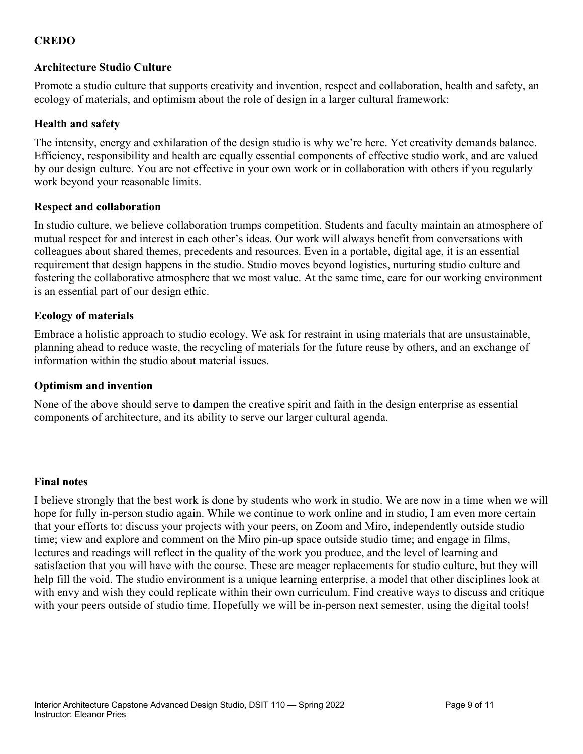## CREDO

### Architecture Studio Culture

Promote a studio culture that supports creativity and invention, respect and collaboration, health and safety, an ecology of materials, and optimism about the role of design in a larger cultural framework:

### Health and safety

The intensity, energy and exhilaration of the design studio is why we're here. Yet creativity demands balance. Efficiency, responsibility and health are equally essential components of effective studio work, and are valued by our design culture. You are not effective in your own work or in collaboration with others if you regularly work beyond your reasonable limits.

### Respect and collaboration

In studio culture, we believe collaboration trumps competition. Students and faculty maintain an atmosphere of mutual respect for and interest in each other's ideas. Our work will always benefit from conversations with colleagues about shared themes, precedents and resources. Even in a portable, digital age, it is an essential requirement that design happens in the studio. Studio moves beyond logistics, nurturing studio culture and fostering the collaborative atmosphere that we most value. At the same time, care for our working environment is an essential part of our design ethic.

### Ecology of materials

Embrace a holistic approach to studio ecology. We ask for restraint in using materials that are unsustainable, planning ahead to reduce waste, the recycling of materials for the future reuse by others, and an exchange of information within the studio about material issues.

### Optimism and invention

None of the above should serve to dampen the creative spirit and faith in the design enterprise as essential components of architecture, and its ability to serve our larger cultural agenda.

### Final notes

I believe strongly that the best work is done by students who work in studio. We are now in a time when we will hope for fully in-person studio again. While we continue to work online and in studio, I am even more certain that your efforts to: discuss your projects with your peers, on Zoom and Miro, independently outside studio time; view and explore and comment on the Miro pin-up space outside studio time; and engage in films, lectures and readings will reflect in the quality of the work you produce, and the level of learning and satisfaction that you will have with the course. These are meager replacements for studio culture, but they will help fill the void. The studio environment is a unique learning enterprise, a model that other disciplines look at with envy and wish they could replicate within their own curriculum. Find creative ways to discuss and critique with your peers outside of studio time. Hopefully we will be in-person next semester, using the digital tools!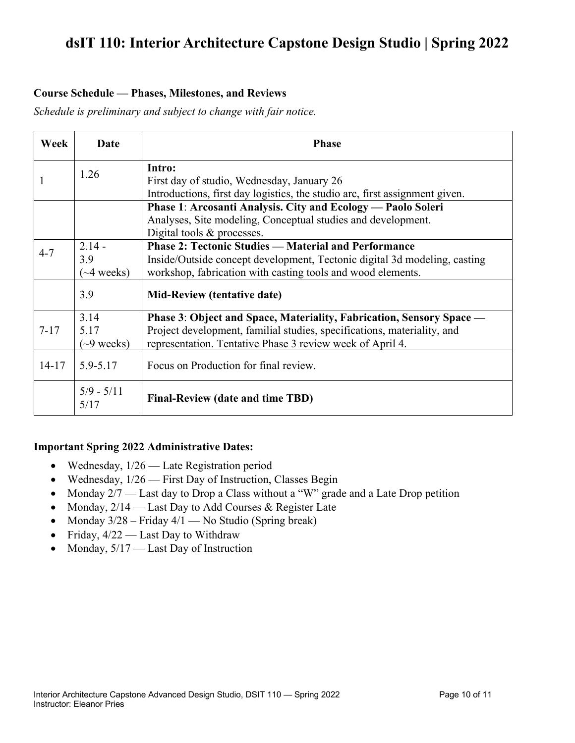# dsIT 110: Interior Architecture Capstone Design Studio | Spring 2022

**Course Schedule — Phases, Milestones, and Reviews**

*Schedule is preliminary and subject to change with fair notice.*

| Week | Date | Phase |
|---|---|---|
| 1 | 1.26 | **Intro:**<br>First day of studio, Wednesday, January 26<br>Introductions, first day logistics, the studio arc, first assignment given. |
| | | **Phase 1**: **Arcosanti Analysis. City and Ecology — Paolo Soleri**<br>Analyses, Site modeling, Conceptual studies and development.<br>Digital tools & processes. |
| 4-7 | 2.14 -<br>3.9<br>(~4 weeks) | **Phase 2: Tectonic Studies — Material and Performance**<br>Inside/Outside concept development, Tectonic digital 3d modeling, casting workshop, fabrication with casting tools and wood elements. |
| | 3.9 | **Mid-Review (tentative date)** |
| 7-17 | 3.14<br>5.17<br>(~9 weeks) | **Phase 3**: **Object and Space, Materiality, Fabrication, Sensory Space —**<br>Project development, familial studies, specifications, materiality, and representation. Tentative Phase 3 review week of April 4. |
| 14-17 | 5.9-5.17 | Focus on Production for final review. |
| | 5/9 - 5/11<br>5/17 | **Final-Review (date and time TBD)** |

**Important Spring 2022 Administrative Dates:**

- Wednesday, 1/26 — Late Registration period
- Wednesday, 1/26 — First Day of Instruction, Classes Begin
- Monday 2/7 — Last day to Drop a Class without a "W" grade and a Late Drop petition
- Monday, 2/14 — Last Day to Add Courses & Register Late
- Monday 3/28 – Friday 4/1 — No Studio (Spring break)
- Friday, 4/22 — Last Day to Withdraw
- Monday, 5/17 — Last Day of Instruction